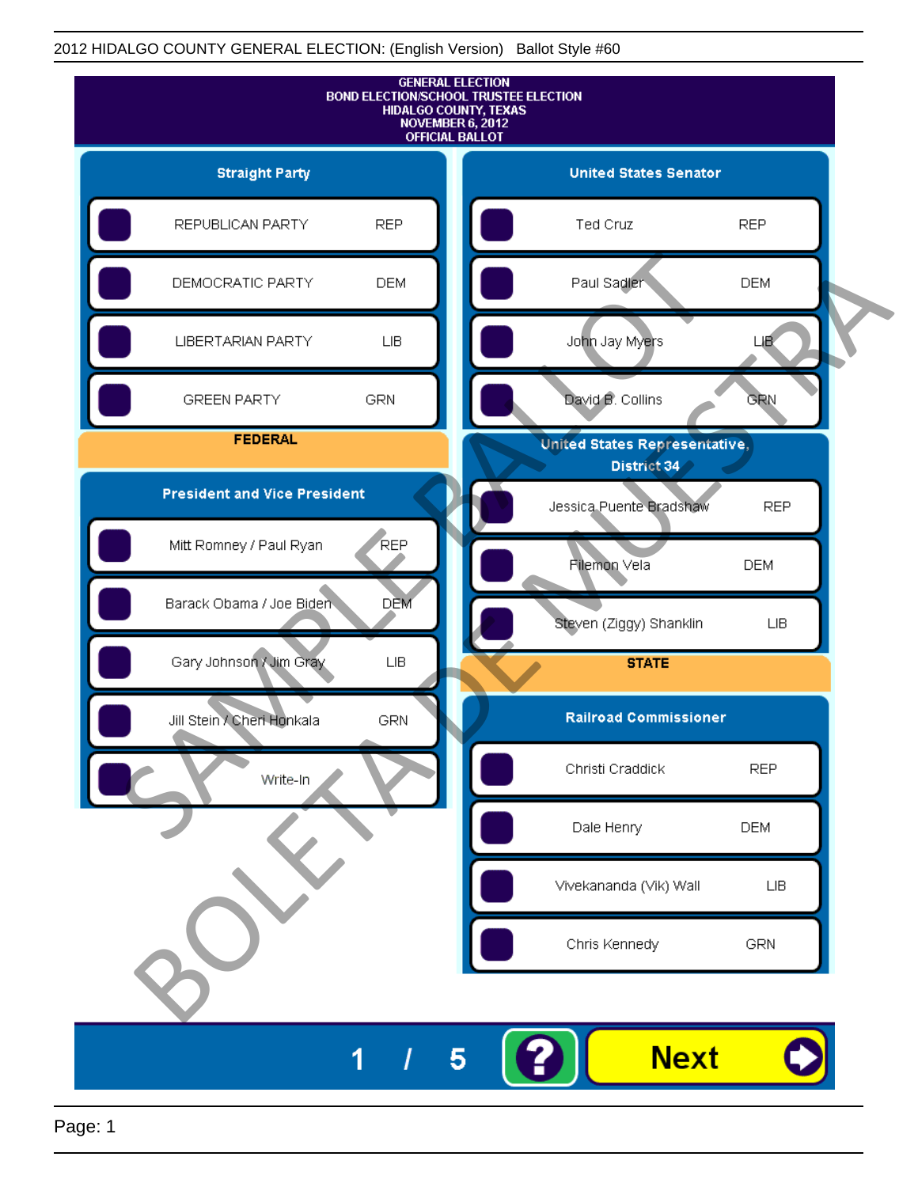2012 HIDALGO COUNTY GENERAL ELECTION: (English Version) Ballot Style #60

# GENERAL ELECTION
# BOND ELECTION/SCHOOL TRUSTEE ELECTION
# HIDALGO COUNTY, TEXAS
# NOVEMBER 6, 2012
# OFFICIAL BALLOT

## Straight Party

| Candidate | Party |
|---|---|
| REPUBLICAN PARTY | REP |
| DEMOCRATIC PARTY | DEM |
| LIBERTARIAN PARTY | LIB |
| GREEN PARTY | GRN |

## FEDERAL

### President and Vice President

| Candidate | Party |
|---|---|
| Mitt Romney / Paul Ryan | REP |
| Barack Obama / Joe Biden | DEM |
| Gary Johnson / Jim Gray | LIB |
| Jill Stein / Cheri Honkala | GRN |
| Write-In | |

### United States Senator

| Candidate | Party |
|---|---|
| Ted Cruz | REP |
| Paul Sadler | DEM |
| John Jay Myers | LIB |
| David B. Collins | GRN |

### United States Representative, District 34

| Candidate | Party |
|---|---|
| Jessica Puente Bradshaw | REP |
| Filemon Vela | DEM |
| Steven (Ziggy) Shanklin | LIB |

## STATE

### Railroad Commissioner

| Candidate | Party |
|---|---|
| Christi Craddick | REP |
| Dale Henry | DEM |
| Vivekananda (Vik) Wall | LIB |
| Chris Kennedy | GRN |

SAMPLE BALLOT
BOLETA DE MUESTRA

1 / 5

Next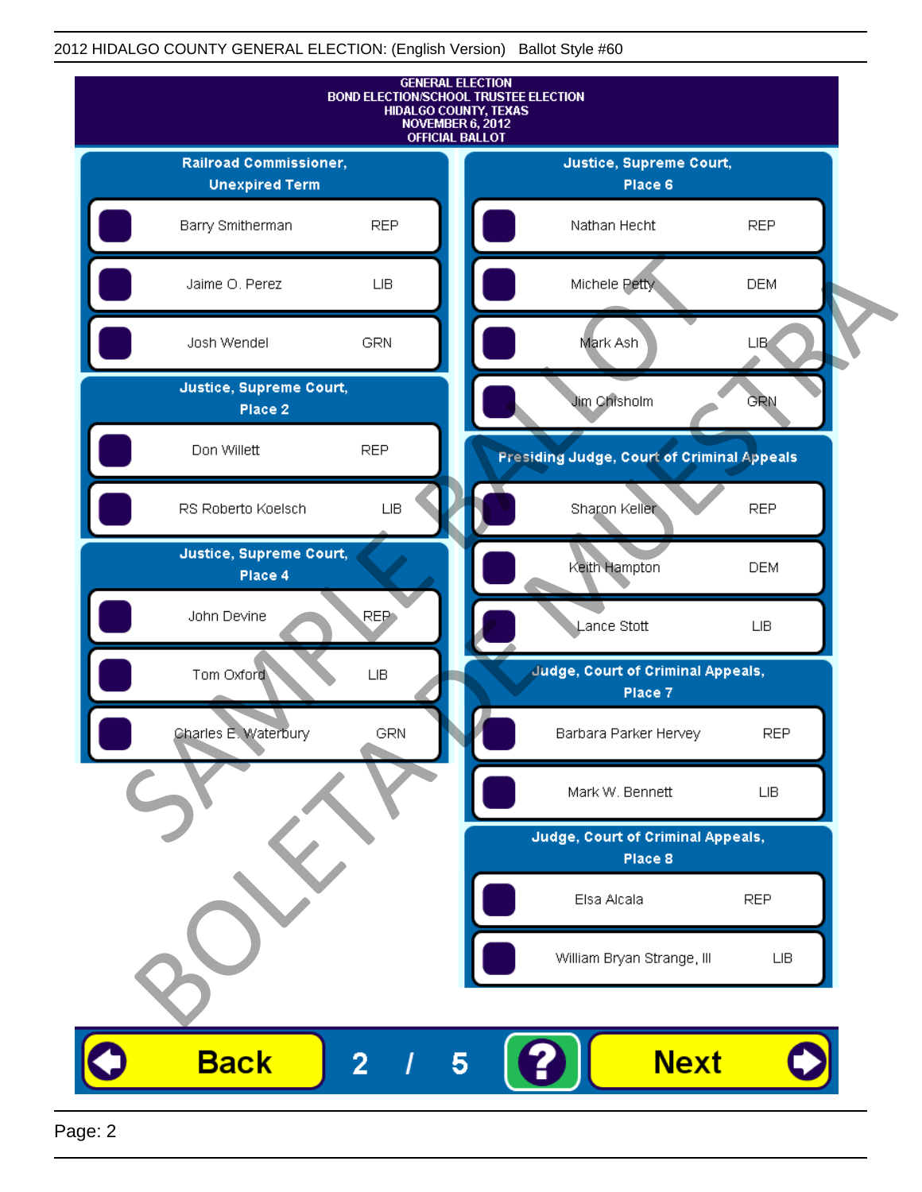2012 HIDALGO COUNTY GENERAL ELECTION: (English Version) Ballot Style #60

GENERAL ELECTION
BOND ELECTION/SCHOOL TRUSTEE ELECTION
HIDALGO COUNTY, TEXAS
NOVEMBER 6, 2012
OFFICIAL BALLOT

### Railroad Commissioner, Unexpired Term

| Candidate | Party |
|---|---|
| Barry Smitherman | REP |
| Jaime O. Perez | LIB |
| Josh Wendel | GRN |

### Justice, Supreme Court, Place 2

| Candidate | Party |
|---|---|
| Don Willett | REP |
| RS Roberto Koelsch | LIB |

### Justice, Supreme Court, Place 4

| Candidate | Party |
|---|---|
| John Devine | REP |
| Tom Oxford | LIB |
| Charles E. Waterbury | GRN |

### Justice, Supreme Court, Place 6

| Candidate | Party |
|---|---|
| Nathan Hecht | REP |
| Michele Petty | DEM |
| Mark Ash | LIB |
| Jim Chisholm | GRN |

### Presiding Judge, Court of Criminal Appeals

| Candidate | Party |
|---|---|
| Sharon Keller | REP |
| Keith Hampton | DEM |
| Lance Stott | LIB |

### Judge, Court of Criminal Appeals, Place 7

| Candidate | Party |
|---|---|
| Barbara Parker Hervey | REP |
| Mark W. Bennett | LIB |

### Judge, Court of Criminal Appeals, Place 8

| Candidate | Party |
|---|---|
| Elsa Alcala | REP |
| William Bryan Strange, III | LIB |

SAMPLE BALLOT
BOLETA DE MUESTRA

Back 2 / 5 ? Next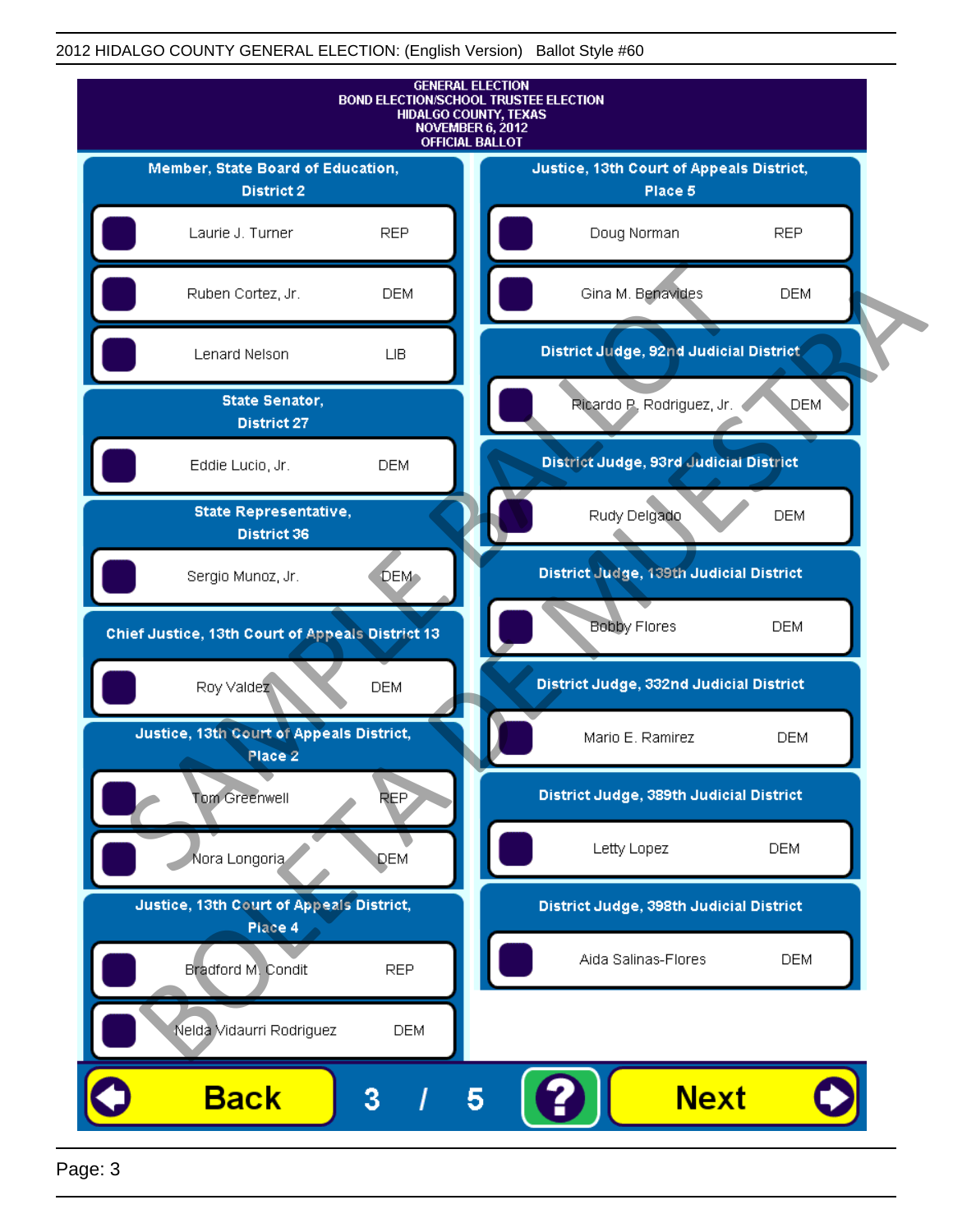2012 HIDALGO COUNTY GENERAL ELECTION: (English Version) Ballot Style #60

GENERAL ELECTION
BOND ELECTION/SCHOOL TRUSTEE ELECTION
HIDALGO COUNTY, TEXAS
NOVEMBER 6, 2012
OFFICIAL BALLOT

## Member, State Board of Education, District 2

- Laurie J. Turner — REP
- Ruben Cortez, Jr. — DEM
- Lenard Nelson — LIB

## State Senator, District 27

- Eddie Lucio, Jr. — DEM

## State Representative, District 36

- Sergio Munoz, Jr. — DEM

## Chief Justice, 13th Court of Appeals District 13

- Roy Valdez — DEM

## Justice, 13th Court of Appeals District, Place 2

- Tom Greenwell — REP
- Nora Longoria — DEM

## Justice, 13th Court of Appeals District, Place 4

- Bradford M. Condit — REP
- Nelda Vidaurri Rodriguez — DEM

## Justice, 13th Court of Appeals District, Place 5

- Doug Norman — REP
- Gina M. Benavides — DEM

## District Judge, 92nd Judicial District

- Ricardo P. Rodriguez, Jr. — DEM

## District Judge, 93rd Judicial District

- Rudy Delgado — DEM

## District Judge, 139th Judicial District

- Bobby Flores — DEM

## District Judge, 332nd Judicial District

- Mario E. Ramirez — DEM

## District Judge, 389th Judicial District

- Letty Lopez — DEM

## District Judge, 398th Judicial District

- Aida Salinas-Flores — DEM

Back 3 / 5 ? Next

SAMPLE BALLOT BOLETA DE MUESTRA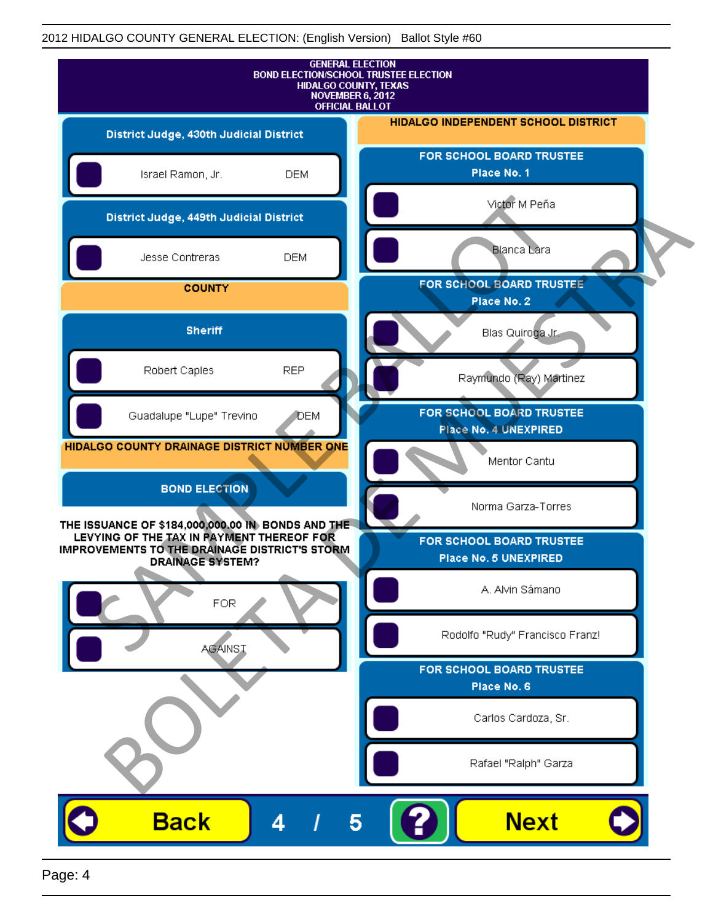2012 HIDALGO COUNTY GENERAL ELECTION: (English Version) Ballot Style #60

GENERAL ELECTION
BOND ELECTION/SCHOOL TRUSTEE ELECTION
HIDALGO COUNTY, TEXAS
NOVEMBER 6, 2012
OFFICIAL BALLOT

## District Judge, 430th Judicial District

- Israel Ramon, Jr. — DEM

## District Judge, 449th Judicial District

- Jesse Contreras — DEM

## COUNTY

### Sheriff

- Robert Caples — REP
- Guadalupe "Lupe" Trevino — DEM

## HIDALGO COUNTY DRAINAGE DISTRICT NUMBER ONE

### BOND ELECTION

THE ISSUANCE OF $184,000,000.00 IN BONDS AND THE LEVYING OF THE TAX IN PAYMENT THEREOF FOR IMPROVEMENTS TO THE DRAINAGE DISTRICT'S STORM DRAINAGE SYSTEM?

- FOR
- AGAINST

## HIDALGO INDEPENDENT SCHOOL DISTRICT

### FOR SCHOOL BOARD TRUSTEE Place No. 1

- Victor M Peña
- Blanca Lara

### FOR SCHOOL BOARD TRUSTEE Place No. 2

- Blas Quiroga Jr.
- Raymundo (Ray) Martinez

### FOR SCHOOL BOARD TRUSTEE Place No. 4 UNEXPIRED

- Mentor Cantu
- Norma Garza-Torres

### FOR SCHOOL BOARD TRUSTEE Place No. 5 UNEXPIRED

- A. Alvin Sámano
- Rodolfo "Rudy" Francisco Franz!

### FOR SCHOOL BOARD TRUSTEE Place No. 6

- Carlos Cardoza, Sr.
- Rafael "Ralph" Garza

SAMPLE BALLOT
BOLETA DE MUESTRA

Back 4 / 5 ? Next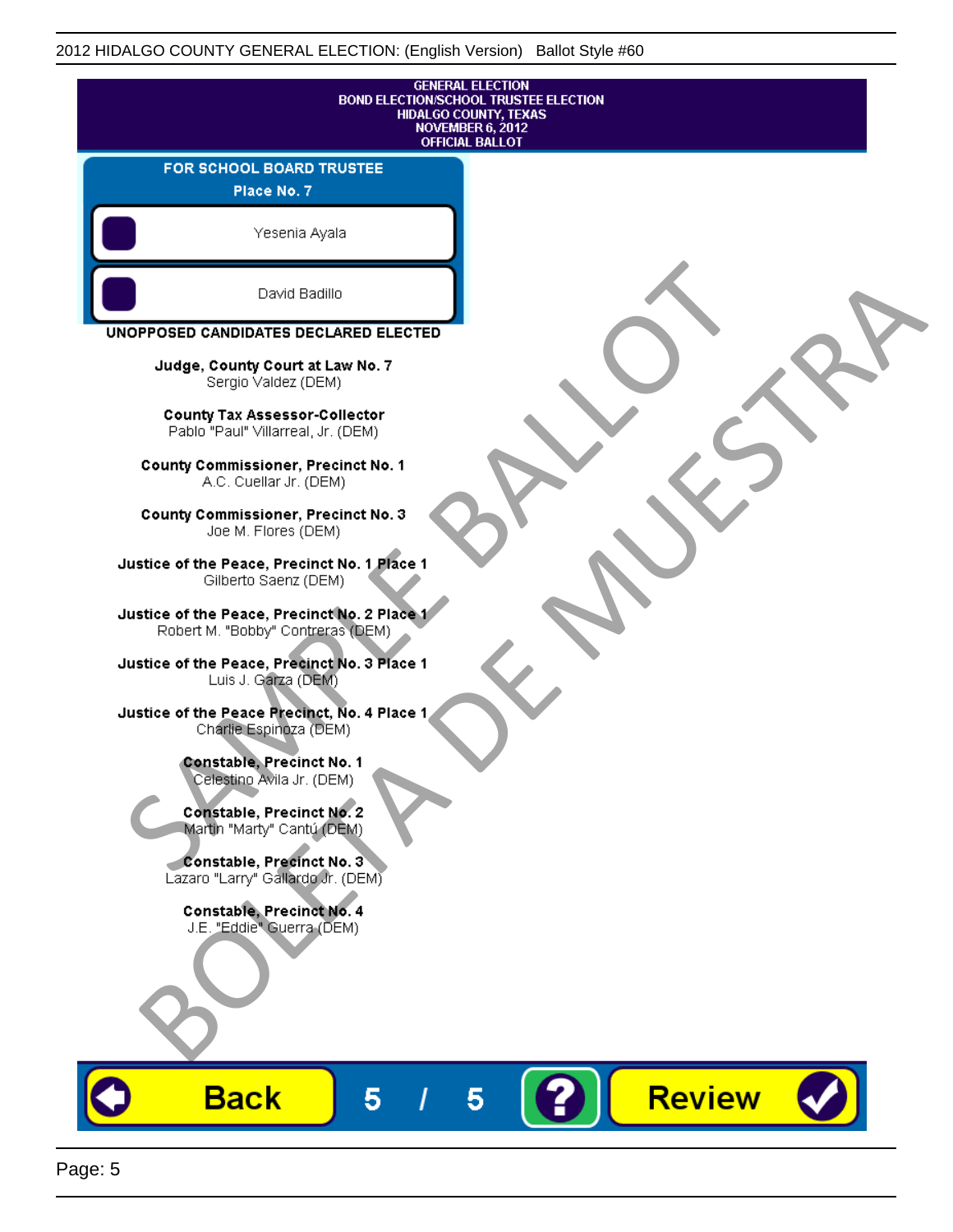GENERAL ELECTION
BOND ELECTION/SCHOOL TRUSTEE ELECTION
HIDALGO COUNTY, TEXAS
NOVEMBER 6, 2012
OFFICIAL BALLOT

**FOR SCHOOL BOARD TRUSTEE**
**Place No. 7**

Yesenia Ayala

David Badillo

**UNOPPOSED CANDIDATES DECLARED ELECTED**

**Judge, County Court at Law No. 7**
Sergio Valdez (DEM)

**County Tax Assessor-Collector**
Pablo "Paul" Villarreal, Jr. (DEM)

**County Commissioner, Precinct No. 1**
A.C. Cuellar Jr. (DEM)

**County Commissioner, Precinct No. 3**
Joe M. Flores (DEM)

**Justice of the Peace, Precinct No. 1 Place 1**
Gilberto Saenz (DEM)

**Justice of the Peace, Precinct No. 2 Place 1**
Robert M. "Bobby" Contreras (DEM)

**Justice of the Peace, Precinct No. 3 Place 1**
Luis J. Garza (DEM)

**Justice of the Peace Precinct, No. 4 Place 1**
Charlie Espinoza (DEM)

**Constable, Precinct No. 1**
Celestino Avila Jr. (DEM)

**Constable, Precinct No. 2**
Martin "Marty" Cantú (DEM)

**Constable, Precinct No. 3**
Lazaro "Larry" Gallardo Jr. (DEM)

**Constable, Precinct No. 4**
J.E. "Eddie" Guerra (DEM)

SAMPLE BALLOT
BOLETA DE MUESTRA

Back 5 / 5 ? Review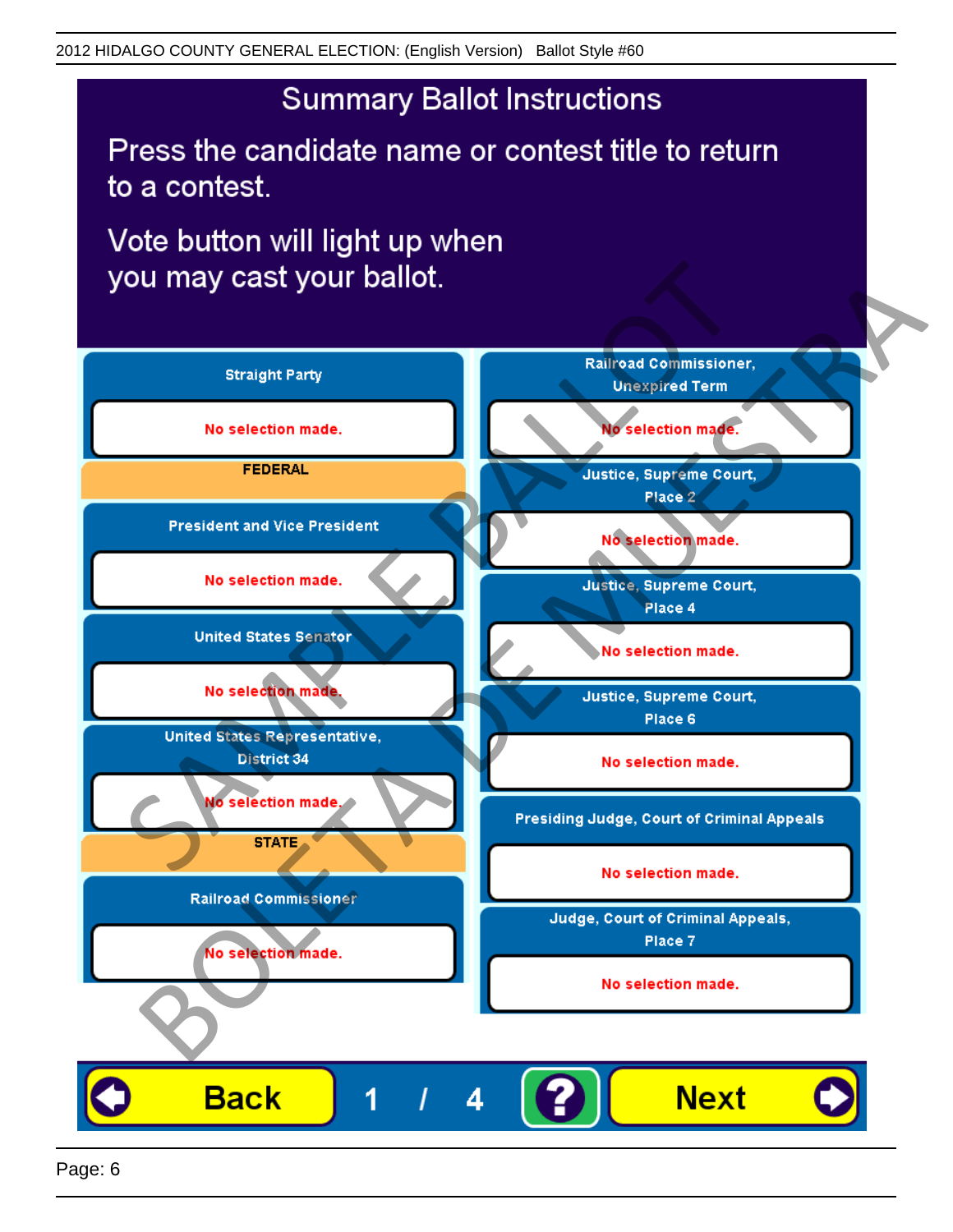2012 HIDALGO COUNTY GENERAL ELECTION: (English Version) Ballot Style #60

# Summary Ballot Instructions

Press the candidate name or contest title to return to a contest.

Vote button will light up when you may cast your ballot.

**Straight Party**

No selection made.

**FEDERAL**

**President and Vice President**

No selection made.

**United States Senator**

No selection made.

**United States Representative, District 34**

No selection made.

**STATE**

**Railroad Commissioner**

No selection made.

**Railroad Commissioner, Unexpired Term**

No selection made.

**Justice, Supreme Court, Place 2**

No selection made.

**Justice, Supreme Court, Place 4**

No selection made.

**Justice, Supreme Court, Place 6**

No selection made.

**Presiding Judge, Court of Criminal Appeals**

No selection made.

**Judge, Court of Criminal Appeals, Place 7**

No selection made.

Back 1 / 4 ? Next

SAMPLE BALLOT BOLETA DE MUESTRA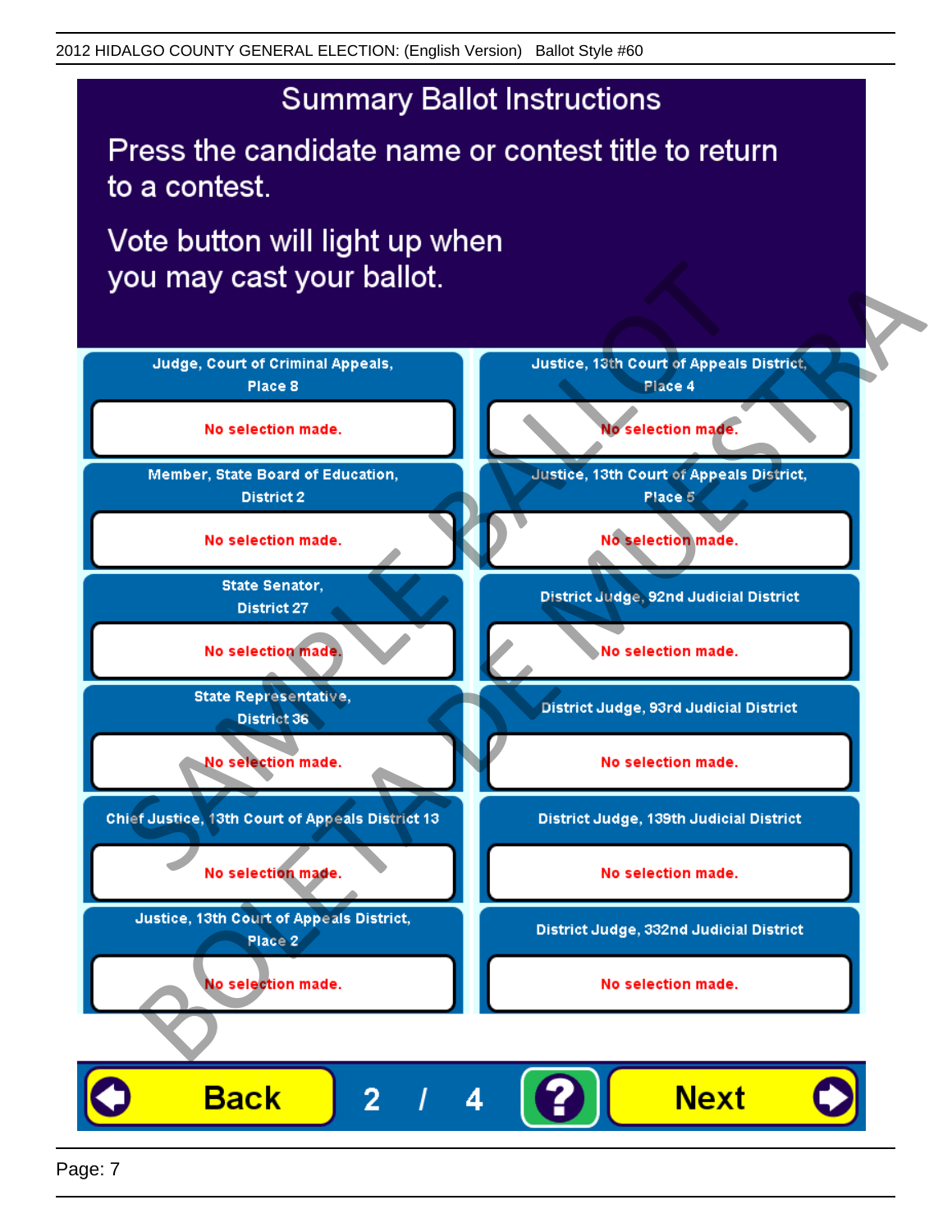# Summary Ballot Instructions

Press the candidate name or contest title to return to a contest.

Vote button will light up when you may cast your ballot.

| Contest | Selection |
| --- | --- |
| Judge, Court of Criminal Appeals, Place 8 | No selection made. |
| Member, State Board of Education, District 2 | No selection made. |
| State Senator, District 27 | No selection made. |
| State Representative, District 36 | No selection made. |
| Chief Justice, 13th Court of Appeals District 13 | No selection made. |
| Justice, 13th Court of Appeals District, Place 2 | No selection made. |
| Justice, 13th Court of Appeals District, Place 4 | No selection made. |
| Justice, 13th Court of Appeals District, Place 5 | No selection made. |
| District Judge, 92nd Judicial District | No selection made. |
| District Judge, 93rd Judicial District | No selection made. |
| District Judge, 139th Judicial District | No selection made. |
| District Judge, 332nd Judicial District | No selection made. |

Back 2 / 4 ? Next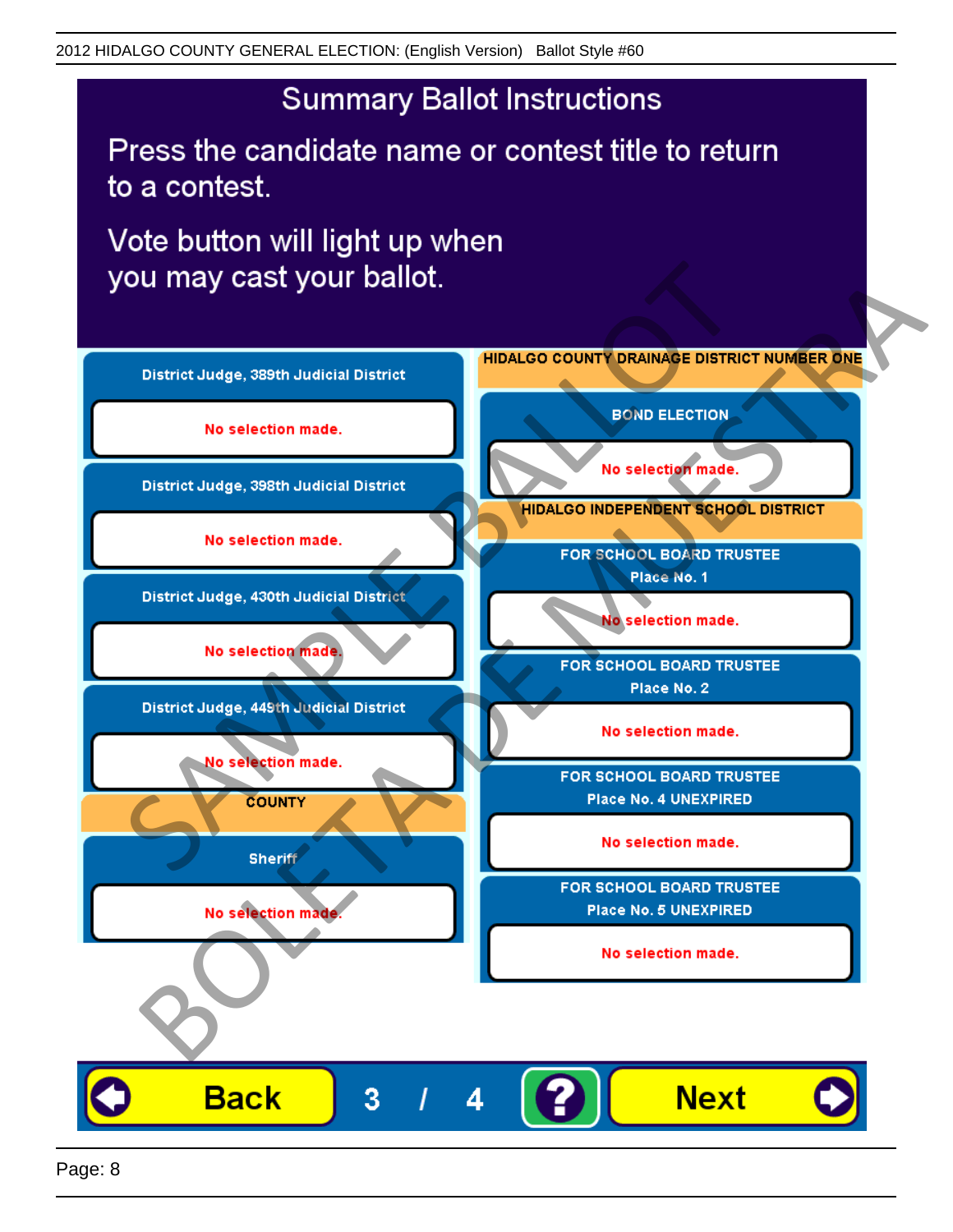# Summary Ballot Instructions

Press the candidate name or contest title to return to a contest.

Vote button will light up when you may cast your ballot.

**District Judge, 389th Judicial District**

No selection made.

**District Judge, 398th Judicial District**

No selection made.

**District Judge, 430th Judicial District**

No selection made.

**District Judge, 449th Judicial District**

No selection made.

## COUNTY

**Sheriff**

No selection made.

## HIDALGO COUNTY DRAINAGE DISTRICT NUMBER ONE

**BOND ELECTION**

No selection made.

## HIDALGO INDEPENDENT SCHOOL DISTRICT

**FOR SCHOOL BOARD TRUSTEE Place No. 1**

No selection made.

**FOR SCHOOL BOARD TRUSTEE Place No. 2**

No selection made.

**FOR SCHOOL BOARD TRUSTEE Place No. 4 UNEXPIRED**

No selection made.

**FOR SCHOOL BOARD TRUSTEE Place No. 5 UNEXPIRED**

No selection made.

SAMPLE BALLOT BOLETA DE MUESTRA

Back 3 / 4 ? Next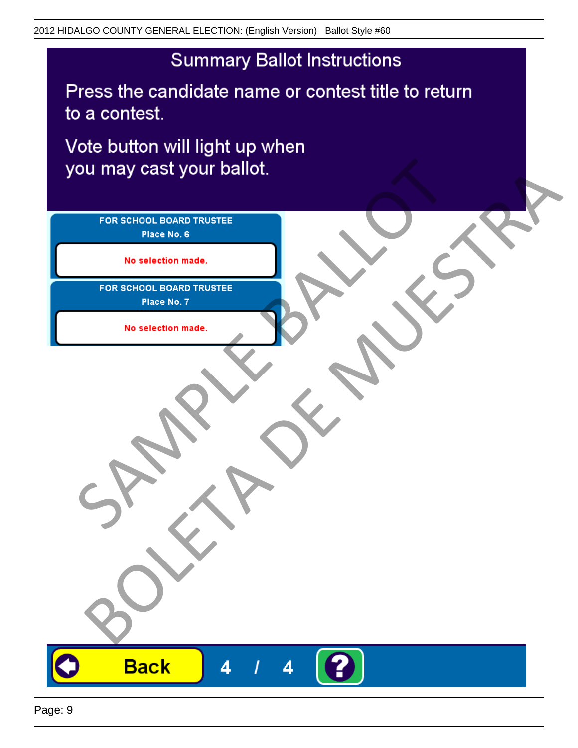2012 HIDALGO COUNTY GENERAL ELECTION: (English Version)   Ballot Style #60

# Summary Ballot Instructions

Press the candidate name or contest title to return to a contest.

Vote button will light up when you may cast your ballot.

**FOR SCHOOL BOARD TRUSTEE**
**Place No. 6**

No selection made.

**FOR SCHOOL BOARD TRUSTEE**
**Place No. 7**

No selection made.

SAMPLE BALLOT
BOLETA DE MUESTRA

Back   4 / 4   ?